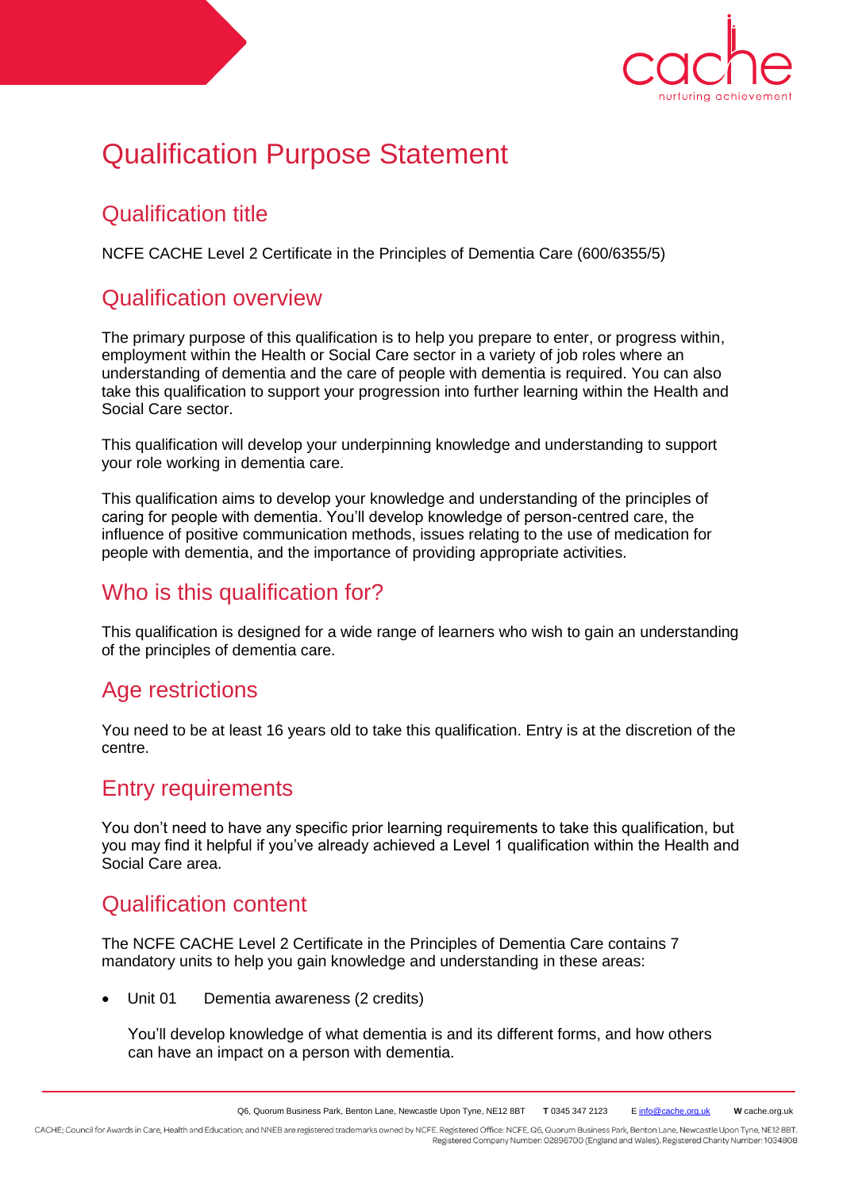# Qualification Purpose Statement

## Qualification title

NCFE CACHE Level 2 Certificate in the Principles of Dementia Care (600/6355/5)

## Qualification overview

The primary purpose of this qualification is to help you prepare to enter, or progress within, employment within the Health or Social Care sector in a variety of job roles where an understanding of dementia and the care of people with dementia is required. You can also take this qualification to support your progression into further learning within the Health and Social Care sector.

This qualification will develop your underpinning knowledge and understanding to support your role working in dementia care.

This qualification aims to develop your knowledge and understanding of the principles of caring for people with dementia. You'll develop knowledge of person-centred care, the influence of positive communication methods, issues relating to the use of medication for people with dementia, and the importance of providing appropriate activities.

## Who is this qualification for?

This qualification is designed for a wide range of learners who wish to gain an understanding of the principles of dementia care.

## Age restrictions

You need to be at least 16 years old to take this qualification. Entry is at the discretion of the centre.

## Entry requirements

You don't need to have any specific prior learning requirements to take this qualification, but you may find it helpful if you've already achieved a Level 1 qualification within the Health and Social Care area.

## Qualification content

The NCFE CACHE Level 2 Certificate in the Principles of Dementia Care contains 7 mandatory units to help you gain knowledge and understanding in these areas:

- Unit 01 Dementia awareness (2 credits)

  You'll develop knowledge of what dementia is and its different forms, and how others can have an impact on a person with dementia.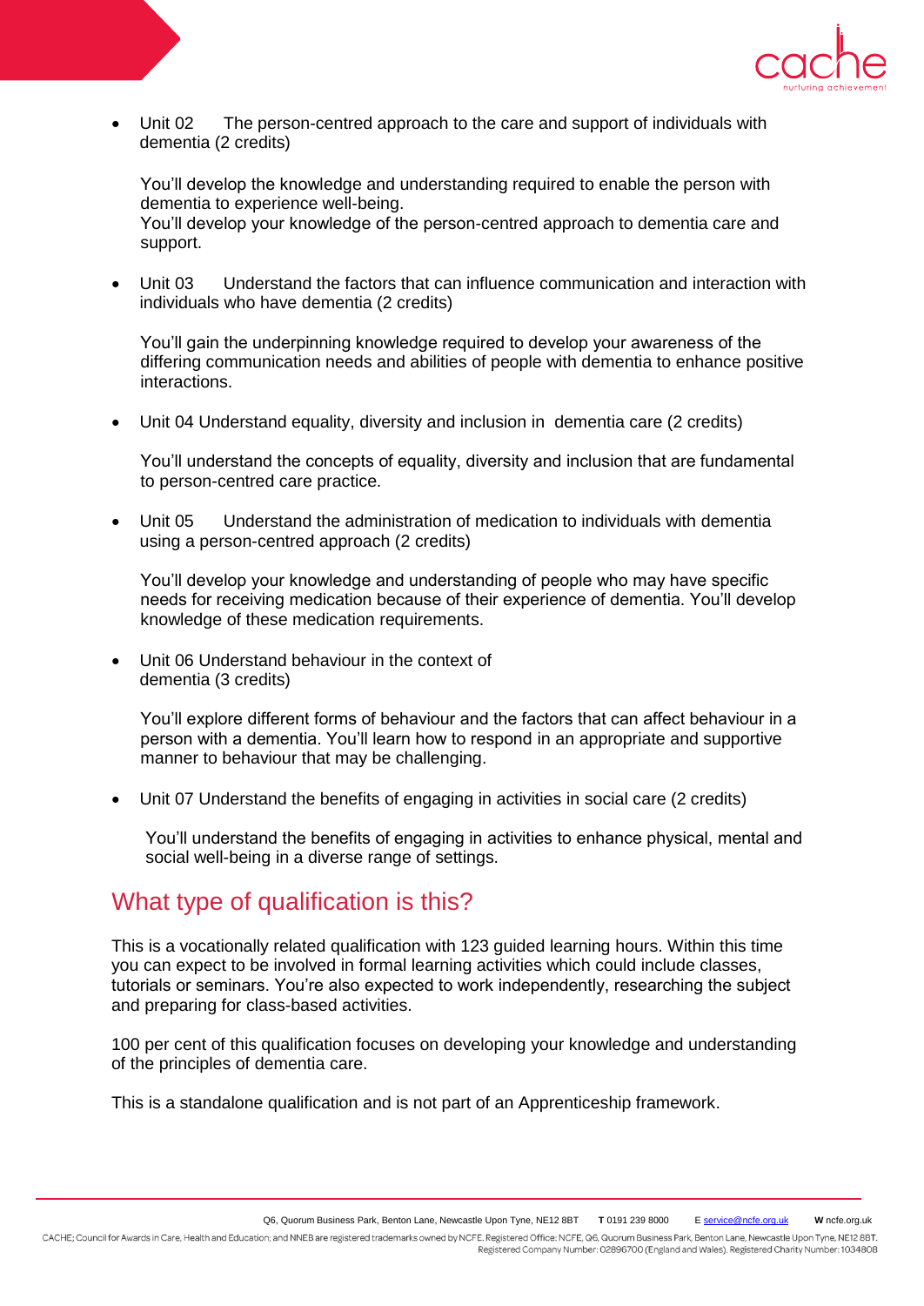- Unit 02 The person-centred approach to the care and support of individuals with dementia (2 credits)

  You'll develop the knowledge and understanding required to enable the person with dementia to experience well-being.
  You'll develop your knowledge of the person-centred approach to dementia care and support.

- Unit 03 Understand the factors that can influence communication and interaction with individuals who have dementia (2 credits)

  You'll gain the underpinning knowledge required to develop your awareness of the differing communication needs and abilities of people with dementia to enhance positive interactions.

- Unit 04 Understand equality, diversity and inclusion in dementia care (2 credits)

  You'll understand the concepts of equality, diversity and inclusion that are fundamental to person-centred care practice.

- Unit 05 Understand the administration of medication to individuals with dementia using a person-centred approach (2 credits)

  You'll develop your knowledge and understanding of people who may have specific needs for receiving medication because of their experience of dementia. You'll develop knowledge of these medication requirements.

- Unit 06 Understand behaviour in the context of dementia (3 credits)

  You'll explore different forms of behaviour and the factors that can affect behaviour in a person with a dementia. You'll learn how to respond in an appropriate and supportive manner to behaviour that may be challenging.

- Unit 07 Understand the benefits of engaging in activities in social care (2 credits)

  You'll understand the benefits of engaging in activities to enhance physical, mental and social well-being in a diverse range of settings.

## What type of qualification is this?

This is a vocationally related qualification with 123 guided learning hours. Within this time you can expect to be involved in formal learning activities which could include classes, tutorials or seminars. You're also expected to work independently, researching the subject and preparing for class-based activities.

100 per cent of this qualification focuses on developing your knowledge and understanding of the principles of dementia care.

This is a standalone qualification and is not part of an Apprenticeship framework.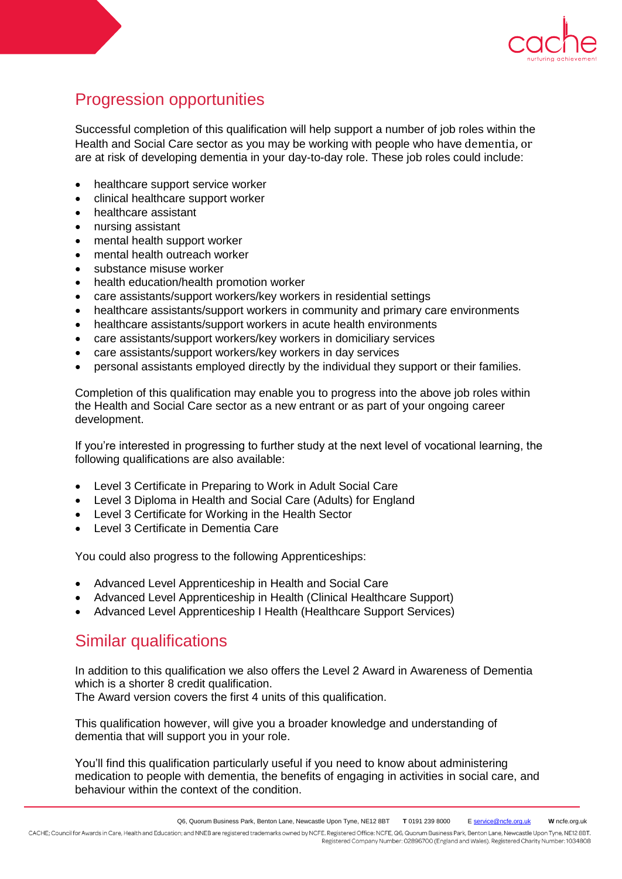## Progression opportunities

Successful completion of this qualification will help support a number of job roles within the Health and Social Care sector as you may be working with people who have dementia, or are at risk of developing dementia in your day-to-day role. These job roles could include:

- healthcare support service worker
- clinical healthcare support worker
- healthcare assistant
- nursing assistant
- mental health support worker
- mental health outreach worker
- substance misuse worker
- health education/health promotion worker
- care assistants/support workers/key workers in residential settings
- healthcare assistants/support workers in community and primary care environments
- healthcare assistants/support workers in acute health environments
- care assistants/support workers/key workers in domiciliary services
- care assistants/support workers/key workers in day services
- personal assistants employed directly by the individual they support or their families.

Completion of this qualification may enable you to progress into the above job roles within the Health and Social Care sector as a new entrant or as part of your ongoing career development.

If you're interested in progressing to further study at the next level of vocational learning, the following qualifications are also available:

- Level 3 Certificate in Preparing to Work in Adult Social Care
- Level 3 Diploma in Health and Social Care (Adults) for England
- Level 3 Certificate for Working in the Health Sector
- Level 3 Certificate in Dementia Care

You could also progress to the following Apprenticeships:

- Advanced Level Apprenticeship in Health and Social Care
- Advanced Level Apprenticeship in Health (Clinical Healthcare Support)
- Advanced Level Apprenticeship I Health (Healthcare Support Services)

## Similar qualifications

In addition to this qualification we also offers the Level 2 Award in Awareness of Dementia which is a shorter 8 credit qualification.
The Award version covers the first 4 units of this qualification.

This qualification however, will give you a broader knowledge and understanding of dementia that will support you in your role.

You'll find this qualification particularly useful if you need to know about administering medication to people with dementia, the benefits of engaging in activities in social care, and behaviour within the context of the condition.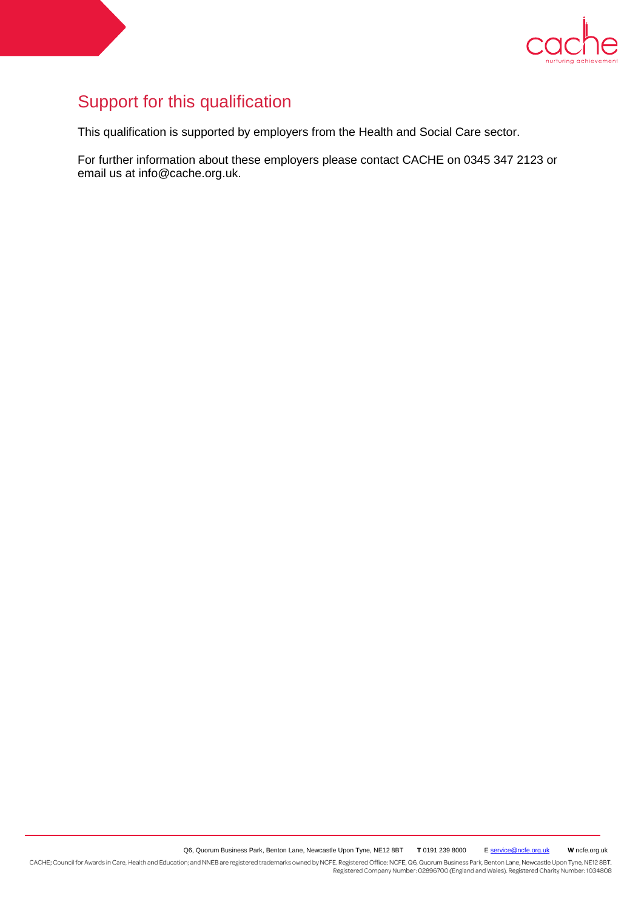## Support for this qualification

This qualification is supported by employers from the Health and Social Care sector.

For further information about these employers please contact CACHE on 0345 347 2123 or email us at info@cache.org.uk.